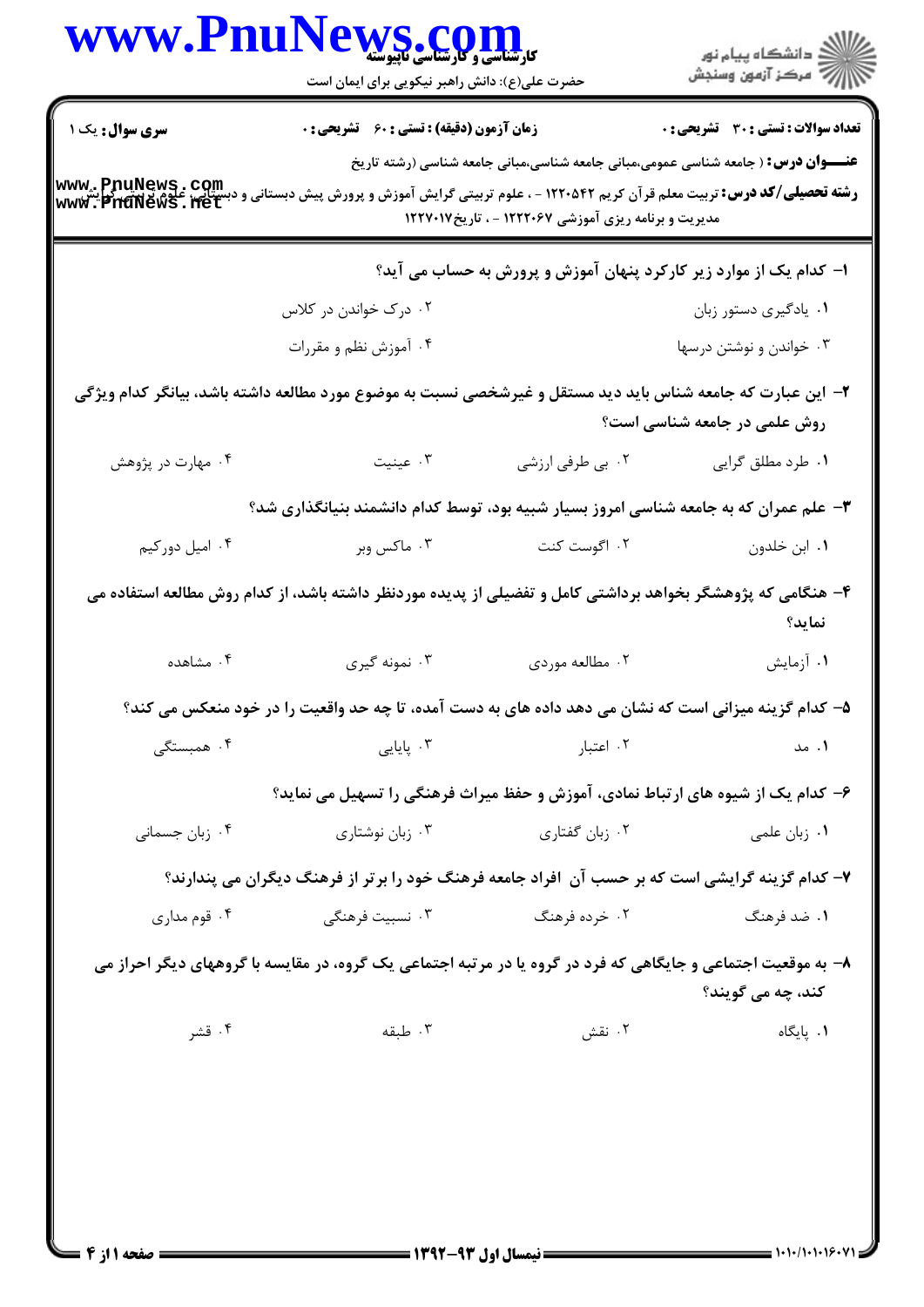**سری سوال:** یک ۱

**زمان آزمون (دقیقه) : تستی : ۶۰ تشریحی : ۰**

**تعداد سوالات : تستی : ۳۰ تشریحی : ۰**

**عنـــوان درس :** ( جامعه شناسی عمومی،مبانی جامعه شناسی،مبانی جامعه شناسی (رشته تاریخ

**رشته تحصیلی/کد درس :** تربیت معلم قرآن کریم ۱۲۲۰۵۴۲ - ، علوم تربیتی گرایش آموزش و پرورش پیش دبستانی و دبستانی، علوم تربیتی گرایش مدیریت و برنامه ریزی آموزشی ۱۲۲۲۰۶۷ - ، تاریخ۱۲۲۷۰۱۷

۱- کدام یک از موارد زیر کارکرد پنهان آموزش و پرورش به حساب می آید؟

۱. یادگیری دستور زبان
۲. درک خواندن در کلاس
۳. خواندن و نوشتن درسها
۴. آموزش نظم و مقررات

۲- این عبارت که جامعه شناس باید دید مستقل و غیرشخصی نسبت به موضوع مورد مطالعه داشته باشد، بیانگر کدام ویژگی روش علمی در جامعه شناسی است؟

۱. طرد مطلق گرایی
۲. بی طرفی ارزشی
۳. عینیت
۴. مهارت در پژوهش

۳- علم عمران که به جامعه شناسی امروز بسیار شبیه بود، توسط کدام دانشمند بنیانگذاری شد؟

۱. ابن خلدون
۲. اگوست کنت
۳. ماکس وبر
۴. امیل دورکیم

۴- هنگامی که پژوهشگر بخواهد برداشتی کامل و تفضیلی از پدیده موردنظر داشته باشد، از کدام روش مطالعه استفاده می نماید؟

۱. آزمایش
۲. مطالعه موردی
۳. نمونه گیری
۴. مشاهده

۵- کدام گزینه میزانی است که نشان می دهد داده های به دست آمده، تا چه حد واقعیت را در خود منعکس می کند؟

۱. مد
۲. اعتبار
۳. پایایی
۴. همبستگی

۶- کدام یک از شیوه های ارتباط نمادی، آموزش و حفظ میراث فرهنگی را تسهیل می نماید؟

۱. زبان علمی
۲. زبان گفتاری
۳. زبان نوشتاری
۴. زبان جسمانی

۷- کدام گزینه گرایشی است که بر حسب آن افراد جامعه فرهنگ خود را برتر از فرهنگ دیگران می پندارند؟

۱. ضد فرهنگ
۲. خرده فرهنگ
۳. نسبیت فرهنگی
۴. قوم مداری

۸- به موقعیت اجتماعی و جایگاهی که فرد در گروه یا در مرتبه اجتماعی یک گروه، در مقایسه با گروههای دیگر احراز می کند، چه می گویند؟

۱. پایگاه
۲. نقش
۳. طبقه
۴. قشر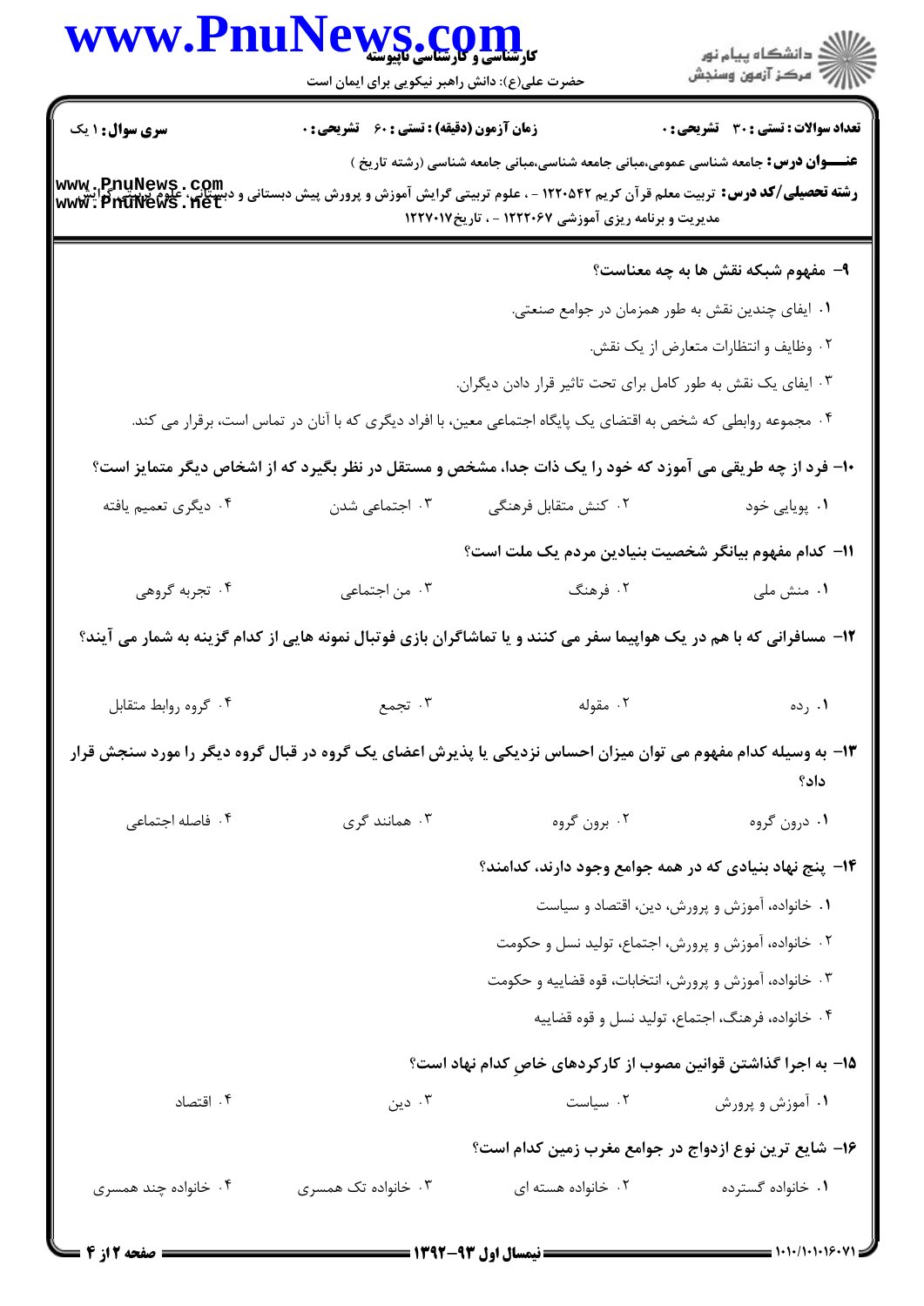۹- مفهوم شبکه نقش ها به چه معناست؟

۱. ایفای چندین نقش به طور همزمان در جوامع صنعتی.

۲. وظایف و انتظارات متعارض از یک نقش.

۳. ایفای یک نقش به طور کامل برای تحت تاثیر قرار دادن دیگران.

۴. مجموعه روابطی که شخص به اقتضای یک پایگاه اجتماعی معین، با افراد دیگری که با آنان در تماس است، برقرار می کند.

۱۰- فرد از چه طریقی می آموزد که خود را یک ذات جدا، مشخص و مستقل در نظر بگیرد که از اشخاص دیگر متمایز است؟

۱. پویایی خود ۲. کنش متقابل فرهنگی ۳. اجتماعی شدن ۴. دیگری تعمیم یافته

۱۱- کدام مفهوم بیانگر شخصیت بنیادین مردم یک ملت است؟

۱. منش ملی ۲. فرهنگ ۳. من اجتماعی ۴. تجربه گروهی

۱۲- مسافرانی که با هم در یک هواپیما سفر می کنند و یا تماشاگران بازی فوتبال نمونه هایی از کدام گزینه به شمار می آیند؟

۱. رده ۲. مقوله ۳. تجمع ۴. گروه روابط متقابل

۱۳- به وسیله کدام مفهوم می توان میزان احساس نزدیکی یا پذیرش اعضای یک گروه در قبال گروه دیگر را مورد سنجش قرار داد؟

۱. درون گروه ۲. برون گروه ۳. همانند گری ۴. فاصله اجتماعی

۱۴- پنج نهاد بنیادی که در همه جوامع وجود دارند، کدامند؟

۱. خانواده، آموزش و پرورش، دین، اقتصاد و سیاست

۲. خانواده، آموزش و پرورش، اجتماع، تولید نسل و حکومت

۳. خانواده، آموزش و پرورش، انتخابات، قوه قضاییه و حکومت

۴. خانواده، فرهنگ، اجتماع، تولید نسل و قوه قضاییه

۱۵- به اجرا گذاشتن قوانین مصوب از کارکردهای خاصِ کدام نهاد است؟

۱. آموزش و پرورش ۲. سیاست ۳. دین ۴. اقتصاد

۱۶- شایع ترین نوع ازدواج در جوامع مغرب زمین کدام است؟

۱. خانواده گسترده ۲. خانواده هسته ای ۳. خانواده تک همسری ۴. خانواده چند همسری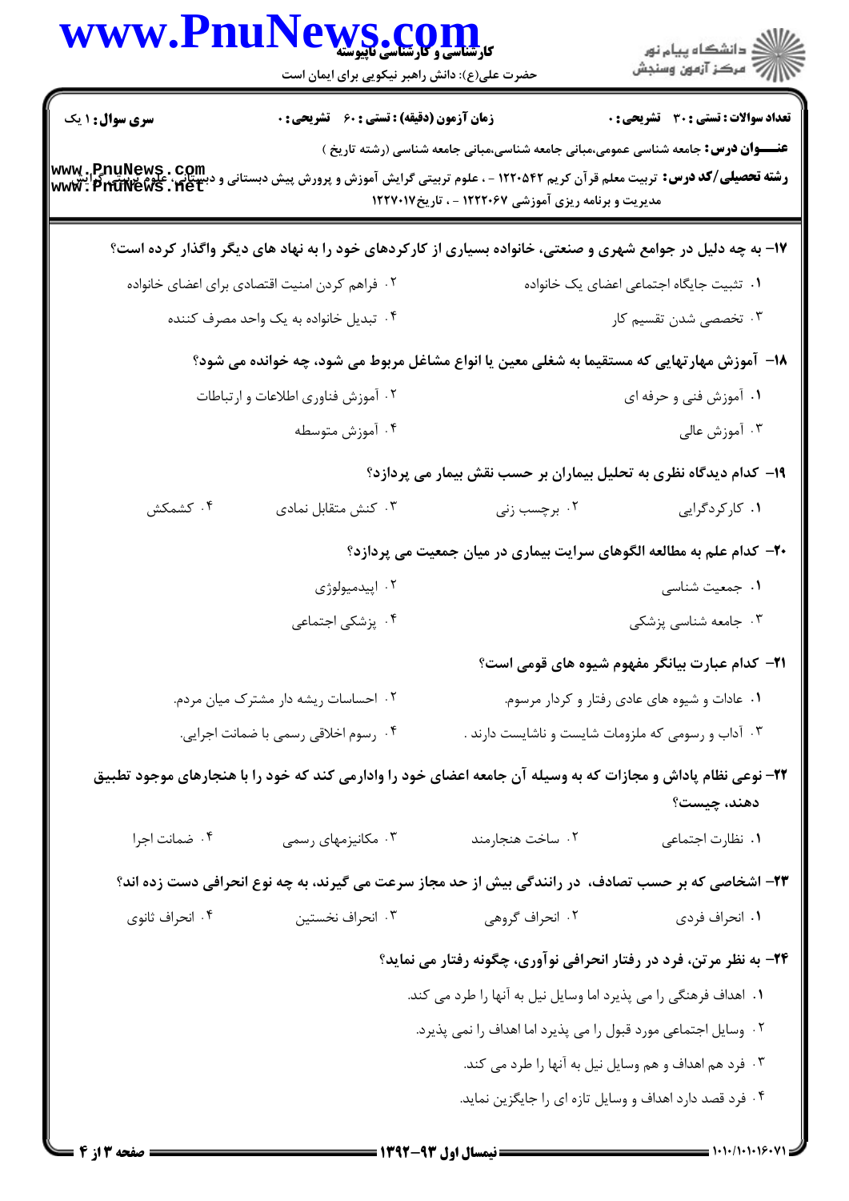**سری سوال:** ۱ یک | **زمان آزمون (دقیقه) : تستی : ۶۰ تشریحی : ۰** | **تعداد سوالات : تستی : ۳۰ تشریحی : ۰**

**عنـــوان درس:** جامعه شناسی عمومی،مبانی جامعه شناسی،مبانی جامعه شناسی (رشته تاریخ )

**رشته تحصیلی/کد درس:** تربیت معلم قرآن کریم ۱۲۲۰۵۴۲ - ، علوم تربیتی گرایش آموزش و پرورش پیش دبستانی و دبستانی، علوم تربیتی گرایش مدیریت و برنامه ریزی آموزشی ۱۲۲۲۰۶۷ - ، تاریخ۱۲۲۷۰۱۷

**۱۷- به چه دلیل در جوامع شهری و صنعتی، خانواده بسیاری از کارکردهای خود را به نهاد های دیگر واگذار کرده است؟**

۱. تثبیت جایگاه اجتماعی اعضای یک خانواده

۲. فراهم کردن امنیت اقتصادی برای اعضای خانواده

۳. تخصصی شدن تقسیم کار

۴. تبدیل خانواده به یک واحد مصرف کننده

**۱۸- آموزش مهارتهایی که مستقیما به شغلی معین یا انواع مشاغل مربوط می شود، چه خوانده می شود؟**

۱. آموزش فنی و حرفه ای

۲. آموزش فناوری اطلاعات و ارتباطات

۳. آموزش عالی

۴. آموزش متوسطه

**۱۹- کدام دیدگاه نظری به تحلیل بیماران بر حسب نقش بیمار می پردازد؟**

۱. کارکردگرایی

۲. برچسب زنی

۳. کنش متقابل نمادی

۴. کشمکش

**۲۰- کدام علم به مطالعه الگوهای سرایت بیماری در میان جمعیت می پردازد؟**

۱. جمعیت شناسی

۲. اپیدمیولوژی

۳. جامعه شناسی پزشکی

۴. پزشکی اجتماعی

**۲۱- کدام عبارت بیانگر مفهوم شیوه های قومی است؟**

۱. عادات و شیوه های عادی رفتار و کردار مرسوم.

۲. احساسات ریشه دار مشترک میان مردم.

۳. آداب و رسومی که ملزومات شایست و ناشایست دارند .

۴. رسوم اخلاقی رسمی با ضمانت اجرایی.

**۲۲- نوعی نظام پاداش و مجازات که به وسیله آن جامعه اعضای خود را وادارمی کند که خود را با هنجارهای موجود تطبیق دهند، چیست؟**

۱. نظارت اجتماعی

۲. ساخت هنجارمند

۳. مکانیزمهای رسمی

۴. ضمانت اجرا

**۲۳- اشخاصی که بر حسب تصادف، در رانندگی بیش از حد مجاز سرعت می گیرند، به چه نوع انحرافی دست زده اند؟**

۱. انحراف فردی

۲. انحراف گروهی

۳. انحراف نخستین

۴. انحراف ثانوی

**۲۴- به نظر مرتن، فرد در رفتار انحرافی نوآوری، چگونه رفتار می نماید؟**

۱. اهداف فرهنگی را می پذیرد اما وسایل نیل به آنها را طرد می کند.

۲. وسایل اجتماعی مورد قبول را می پذیرد اما اهداف را نمی پذیرد.

۳. فرد هم اهداف و هم وسایل نیل به آنها را طرد می کند.

۴. فرد قصد دارد اهداف و وسایل تازه ای را جایگزین نماید.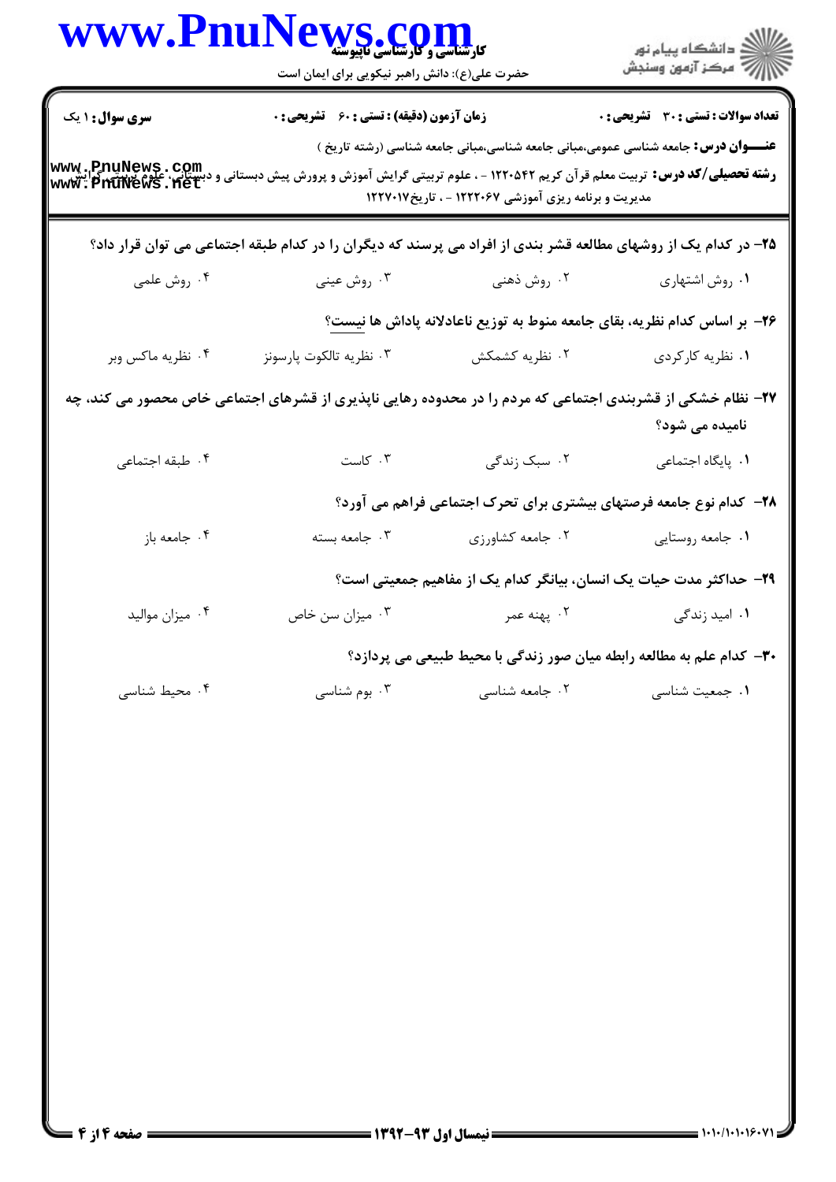**تعداد سوالات : تستی : ۳۰ تشریحی : ۰** | **زمان آزمون (دقیقه) : تستی : ۶۰ تشریحی : ۰** | **سری سوال : ۱ یک**

**عنـــوان درس:** جامعه شناسی عمومی،مبانی جامعه شناسی،مبانی جامعه شناسی (رشته تاریخ )

**رشته تحصیلی/کد درس:** تربیت معلم قرآن کریم ۱۲۲۰۵۴۲ - ، علوم تربیتی گرایش آموزش و پرورش پیش دبستانی و دبستانی، علوم تربیتی گرایش مدیریت و برنامه ریزی آموزشی ۱۲۲۲۰۶۷ - ، تاریخ۱۲۲۷۰۱۷

**۲۵- در کدام یک از روشهای مطالعه قشر بندی از افراد می پرسند که دیگران را در کدام طبقه اجتماعی می توان قرار داد؟**

۱. روش اشتهاری
۲. روش ذهنی
۳. روش عینی
۴. روش علمی

**۲۶- بر اساس کدام نظریه، بقای جامعه منوط به توزیع ناعادلانه پاداش ها نیست؟**

۱. نظریه کارکردی
۲. نظریه کشمکش
۳. نظریه تالکوت پارسونز
۴. نظریه ماکس وبر

**۲۷- نظام خشکی از قشربندی اجتماعی که مردم را در محدوده رهایی ناپذیری از قشرهای اجتماعی خاص محصور می کند، چه نامیده می شود؟**

۱. پایگاه اجتماعی
۲. سبک زندگی
۳. کاست
۴. طبقه اجتماعی

**۲۸- کدام نوع جامعه فرصتهای بیشتری برای تحرک اجتماعی فراهم می آورد؟**

۱. جامعه روستایی
۲. جامعه کشاورزی
۳. جامعه بسته
۴. جامعه باز

**۲۹- حداکثر مدت حیات یک انسان، بیانگر کدام یک از مفاهیم جمعیتی است؟**

۱. امید زندگی
۲. پهنه عمر
۳. میزان سن خاص
۴. میزان موالید

**۳۰- کدام علم به مطالعه رابطه میان صور زندگی با محیط طبیعی می پردازد؟**

۱. جمعیت شناسی
۲. جامعه شناسی
۳. بوم شناسی
۴. محیط شناسی